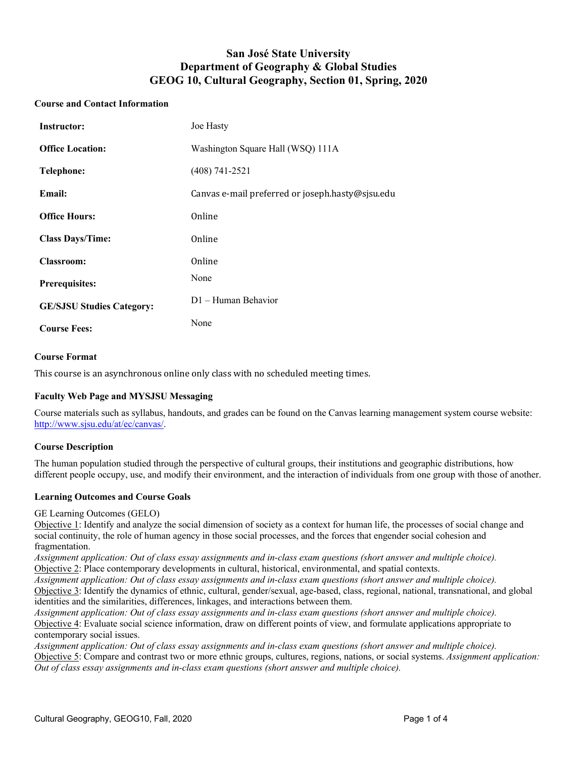# San José State University
# Department of Geography & Global Studies
# GEOG 10, Cultural Geography, Section 01, Spring, 2020

### Course and Contact Information

| | |
|---|---|
| **Instructor:** | Joe Hasty |
| **Office Location:** | Washington Square Hall (WSQ) 111A |
| **Telephone:** | (408) 741-2521 |
| **Email:** | Canvas e-mail preferred or joseph.hasty@sjsu.edu |
| **Office Hours:** | Online |
| **Class Days/Time:** | Online |
| **Classroom:** | Online |
| **Prerequisites:** | None |
| **GE/SJSU Studies Category:** | D1 – Human Behavior |
| **Course Fees:** | None |

### Course Format

This course is an asynchronous online only class with no scheduled meeting times.

### Faculty Web Page and MYSJSU Messaging

Course materials such as syllabus, handouts, and grades can be found on the Canvas learning management system course website: http://www.sjsu.edu/at/ec/canvas/.

### Course Description

The human population studied through the perspective of cultural groups, their institutions and geographic distributions, how different people occupy, use, and modify their environment, and the interaction of individuals from one group with those of another.

### Learning Outcomes and Course Goals

GE Learning Outcomes (GELO)

Objective 1: Identify and analyze the social dimension of society as a context for human life, the processes of social change and social continuity, the role of human agency in those social processes, and the forces that engender social cohesion and fragmentation.
*Assignment application: Out of class essay assignments and in-class exam questions (short answer and multiple choice).*

Objective 2: Place contemporary developments in cultural, historical, environmental, and spatial contexts.
*Assignment application: Out of class essay assignments and in-class exam questions (short answer and multiple choice).*

Objective 3: Identify the dynamics of ethnic, cultural, gender/sexual, age-based, class, regional, national, transnational, and global identities and the similarities, differences, linkages, and interactions between them.
*Assignment application: Out of class essay assignments and in-class exam questions (short answer and multiple choice).*

Objective 4: Evaluate social science information, draw on different points of view, and formulate applications appropriate to contemporary social issues.
*Assignment application: Out of class essay assignments and in-class exam questions (short answer and multiple choice).*

Objective 5: Compare and contrast two or more ethnic groups, cultures, regions, nations, or social systems. *Assignment application: Out of class essay assignments and in-class exam questions (short answer and multiple choice).*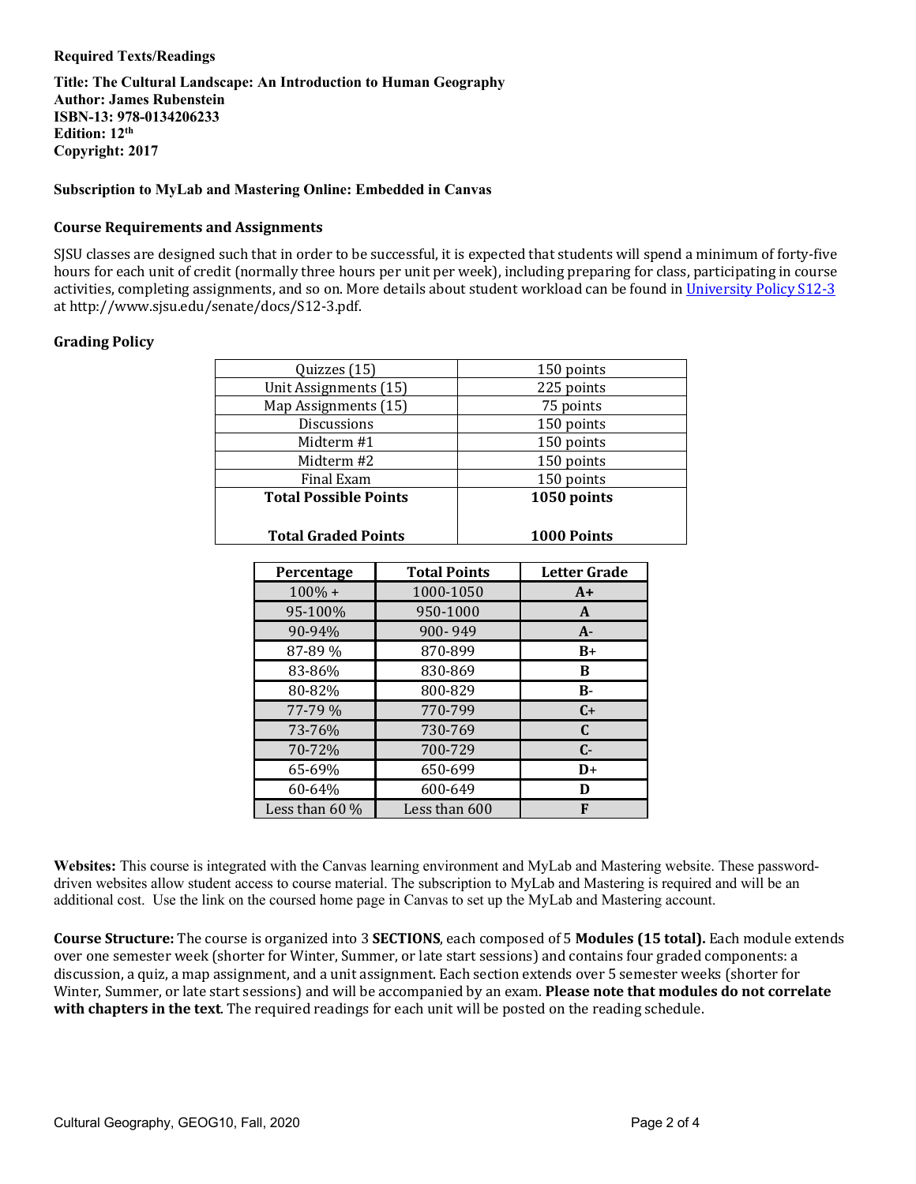**Required Texts/Readings**

**Title: The Cultural Landscape: An Introduction to Human Geography**
**Author: James Rubenstein**
**ISBN-13: 978-0134206233**
**Edition: 12th**
**Copyright: 2017**

**Subscription to MyLab and Mastering Online: Embedded in Canvas**

## Course Requirements and Assignments

SJSU classes are designed such that in order to be successful, it is expected that students will spend a minimum of forty-five hours for each unit of credit (normally three hours per unit per week), including preparing for class, participating in course activities, completing assignments, and so on. More details about student workload can be found in University Policy S12-3 at http://www.sjsu.edu/senate/docs/S12-3.pdf.

## Grading Policy

| | |
|---|---|
| Quizzes (15) | 150 points |
| Unit Assignments (15) | 225 points |
| Map Assignments (15) | 75 points |
| Discussions | 150 points |
| Midterm #1 | 150 points |
| Midterm #2 | 150 points |
| Final Exam | 150 points |
| **Total Possible Points** | **1050 points** |
| **Total Graded Points** | **1000 Points** |

| Percentage | Total Points | Letter Grade |
|---|---|---|
| 100% + | 1000-1050 | **A+** |
| 95-100% | 950-1000 | **A** |
| 90-94% | 900- 949 | **A-** |
| 87-89 % | 870-899 | **B+** |
| 83-86% | 830-869 | **B** |
| 80-82% | 800-829 | **B-** |
| 77-79 % | 770-799 | **C+** |
| 73-76% | 730-769 | **C** |
| 70-72% | 700-729 | **C-** |
| 65-69% | 650-699 | **D+** |
| 60-64% | 600-649 | **D** |
| Less than 60 % | Less than 600 | **F** |

**Websites:** This course is integrated with the Canvas learning environment and MyLab and Mastering website. These password-driven websites allow student access to course material. The subscription to MyLab and Mastering is required and will be an additional cost. Use the link on the coursed home page in Canvas to set up the MyLab and Mastering account.

**Course Structure:** The course is organized into 3 **SECTIONS**, each composed of 5 **Modules (15 total).** Each module extends over one semester week (shorter for Winter, Summer, or late start sessions) and contains four graded components: a discussion, a quiz, a map assignment, and a unit assignment. Each section extends over 5 semester weeks (shorter for Winter, Summer, or late start sessions) and will be accompanied by an exam. **Please note that modules do not correlate with chapters in the text**. The required readings for each unit will be posted on the reading schedule.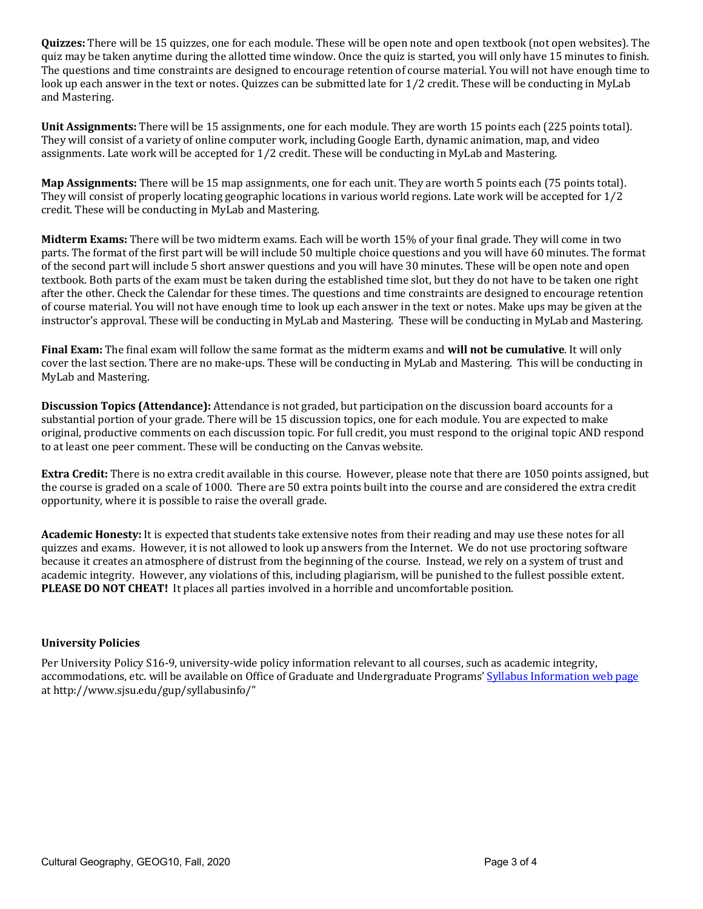**Quizzes:** There will be 15 quizzes, one for each module. These will be open note and open textbook (not open websites). The quiz may be taken anytime during the allotted time window. Once the quiz is started, you will only have 15 minutes to finish. The questions and time constraints are designed to encourage retention of course material. You will not have enough time to look up each answer in the text or notes. Quizzes can be submitted late for 1/2 credit. These will be conducting in MyLab and Mastering.

**Unit Assignments:** There will be 15 assignments, one for each module. They are worth 15 points each (225 points total). They will consist of a variety of online computer work, including Google Earth, dynamic animation, map, and video assignments. Late work will be accepted for 1/2 credit. These will be conducting in MyLab and Mastering.

**Map Assignments:** There will be 15 map assignments, one for each unit. They are worth 5 points each (75 points total). They will consist of properly locating geographic locations in various world regions. Late work will be accepted for 1/2 credit. These will be conducting in MyLab and Mastering.

**Midterm Exams:** There will be two midterm exams. Each will be worth 15% of your final grade. They will come in two parts. The format of the first part will be will include 50 multiple choice questions and you will have 60 minutes. The format of the second part will include 5 short answer questions and you will have 30 minutes. These will be open note and open textbook. Both parts of the exam must be taken during the established time slot, but they do not have to be taken one right after the other. Check the Calendar for these times. The questions and time constraints are designed to encourage retention of course material. You will not have enough time to look up each answer in the text or notes. Make ups may be given at the instructor's approval. These will be conducting in MyLab and Mastering. These will be conducting in MyLab and Mastering.

**Final Exam:** The final exam will follow the same format as the midterm exams and **will not be cumulative**. It will only cover the last section. There are no make-ups. These will be conducting in MyLab and Mastering. This will be conducting in MyLab and Mastering.

**Discussion Topics (Attendance):** Attendance is not graded, but participation on the discussion board accounts for a substantial portion of your grade. There will be 15 discussion topics, one for each module. You are expected to make original, productive comments on each discussion topic. For full credit, you must respond to the original topic AND respond to at least one peer comment. These will be conducting on the Canvas website.

**Extra Credit:** There is no extra credit available in this course. However, please note that there are 1050 points assigned, but the course is graded on a scale of 1000. There are 50 extra points built into the course and are considered the extra credit opportunity, where it is possible to raise the overall grade.

**Academic Honesty:** It is expected that students take extensive notes from their reading and may use these notes for all quizzes and exams. However, it is not allowed to look up answers from the Internet. We do not use proctoring software because it creates an atmosphere of distrust from the beginning of the course. Instead, we rely on a system of trust and academic integrity. However, any violations of this, including plagiarism, will be punished to the fullest possible extent. **PLEASE DO NOT CHEAT!** It places all parties involved in a horrible and uncomfortable position.

### University Policies

Per University Policy S16-9, university-wide policy information relevant to all courses, such as academic integrity, accommodations, etc. will be available on Office of Graduate and Undergraduate Programs' [Syllabus Information web page](http://www.sjsu.edu/gup/syllabusinfo/) at http://www.sjsu.edu/gup/syllabusinfo/"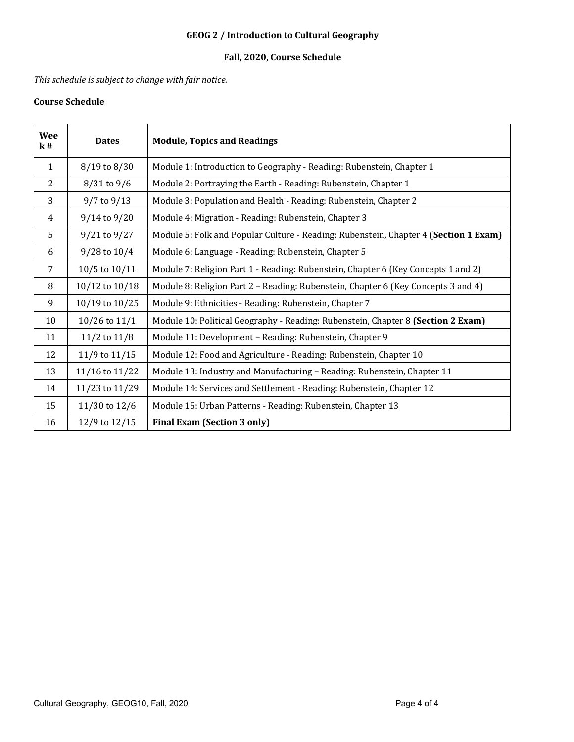**GEOG 2 / Introduction to Cultural Geography**

**Fall, 2020, Course Schedule**

*This schedule is subject to change with fair notice.*

**Course Schedule**

| Week # | Dates | Module, Topics and Readings |
|---|---|---|
| 1 | 8/19 to 8/30 | Module 1: Introduction to Geography - Reading: Rubenstein, Chapter 1 |
| 2 | 8/31 to 9/6 | Module 2: Portraying the Earth - Reading: Rubenstein, Chapter 1 |
| 3 | 9/7 to 9/13 | Module 3: Population and Health - Reading: Rubenstein, Chapter 2 |
| 4 | 9/14 to 9/20 | Module 4: Migration - Reading: Rubenstein, Chapter 3 |
| 5 | 9/21 to 9/27 | Module 5: Folk and Popular Culture - Reading: Rubenstein, Chapter 4 (**Section 1 Exam)** |
| 6 | 9/28 to 10/4 | Module 6: Language - Reading: Rubenstein, Chapter 5 |
| 7 | 10/5 to 10/11 | Module 7: Religion Part 1 - Reading: Rubenstein, Chapter 6 (Key Concepts 1 and 2) |
| 8 | 10/12 to 10/18 | Module 8: Religion Part 2 – Reading: Rubenstein, Chapter 6 (Key Concepts 3 and 4) |
| 9 | 10/19 to 10/25 | Module 9: Ethnicities - Reading: Rubenstein, Chapter 7 |
| 10 | 10/26 to 11/1 | Module 10: Political Geography - Reading: Rubenstein, Chapter 8 **(Section 2 Exam)** |
| 11 | 11/2 to 11/8 | Module 11: Development – Reading: Rubenstein, Chapter 9 |
| 12 | 11/9 to 11/15 | Module 12: Food and Agriculture - Reading: Rubenstein, Chapter 10 |
| 13 | 11/16 to 11/22 | Module 13: Industry and Manufacturing – Reading: Rubenstein, Chapter 11 |
| 14 | 11/23 to 11/29 | Module 14: Services and Settlement - Reading: Rubenstein, Chapter 12 |
| 15 | 11/30 to 12/6 | Module 15: Urban Patterns - Reading: Rubenstein, Chapter 13 |
| 16 | 12/9 to 12/15 | **Final Exam (Section 3 only)** |